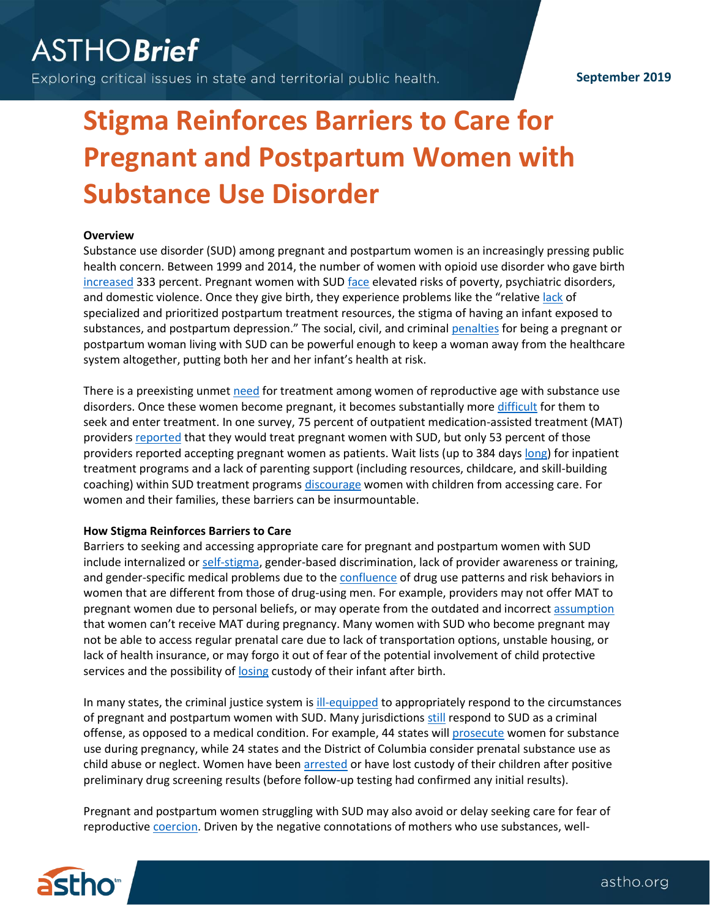ASTHO*Brief*

Exploring critical issues in state and territorial public health.

September 2019

# Stigma Reinforces Barriers to Care for Pregnant and Postpartum Women with Substance Use Disorder

**Overview**

Substance use disorder (SUD) among pregnant and postpartum women is an increasingly pressing public health concern. Between 1999 and 2014, the number of women with opioid use disorder who gave birth increased 333 percent. Pregnant women with SUD face elevated risks of poverty, psychiatric disorders, and domestic violence. Once they give birth, they experience problems like the "relative lack of specialized and prioritized postpartum treatment resources, the stigma of having an infant exposed to substances, and postpartum depression." The social, civil, and criminal penalties for being a pregnant or postpartum woman living with SUD can be powerful enough to keep a woman away from the healthcare system altogether, putting both her and her infant's health at risk.

There is a preexisting unmet need for treatment among women of reproductive age with substance use disorders. Once these women become pregnant, it becomes substantially more difficult for them to seek and enter treatment. In one survey, 75 percent of outpatient medication-assisted treatment (MAT) providers reported that they would treat pregnant women with SUD, but only 53 percent of those providers reported accepting pregnant women as patients. Wait lists (up to 384 days long) for inpatient treatment programs and a lack of parenting support (including resources, childcare, and skill-building coaching) within SUD treatment programs discourage women with children from accessing care. For women and their families, these barriers can be insurmountable.

**How Stigma Reinforces Barriers to Care**

Barriers to seeking and accessing appropriate care for pregnant and postpartum women with SUD include internalized or self-stigma, gender-based discrimination, lack of provider awareness or training, and gender-specific medical problems due to the confluence of drug use patterns and risk behaviors in women that are different from those of drug-using men. For example, providers may not offer MAT to pregnant women due to personal beliefs, or may operate from the outdated and incorrect assumption that women can't receive MAT during pregnancy. Many women with SUD who become pregnant may not be able to access regular prenatal care due to lack of transportation options, unstable housing, or lack of health insurance, or may forgo it out of fear of the potential involvement of child protective services and the possibility of losing custody of their infant after birth.

In many states, the criminal justice system is ill-equipped to appropriately respond to the circumstances of pregnant and postpartum women with SUD. Many jurisdictions still respond to SUD as a criminal offense, as opposed to a medical condition. For example, 44 states will prosecute women for substance use during pregnancy, while 24 states and the District of Columbia consider prenatal substance use as child abuse or neglect. Women have been arrested or have lost custody of their children after positive preliminary drug screening results (before follow-up testing had confirmed any initial results).

Pregnant and postpartum women struggling with SUD may also avoid or delay seeking care for fear of reproductive coercion. Driven by the negative connotations of mothers who use substances, well-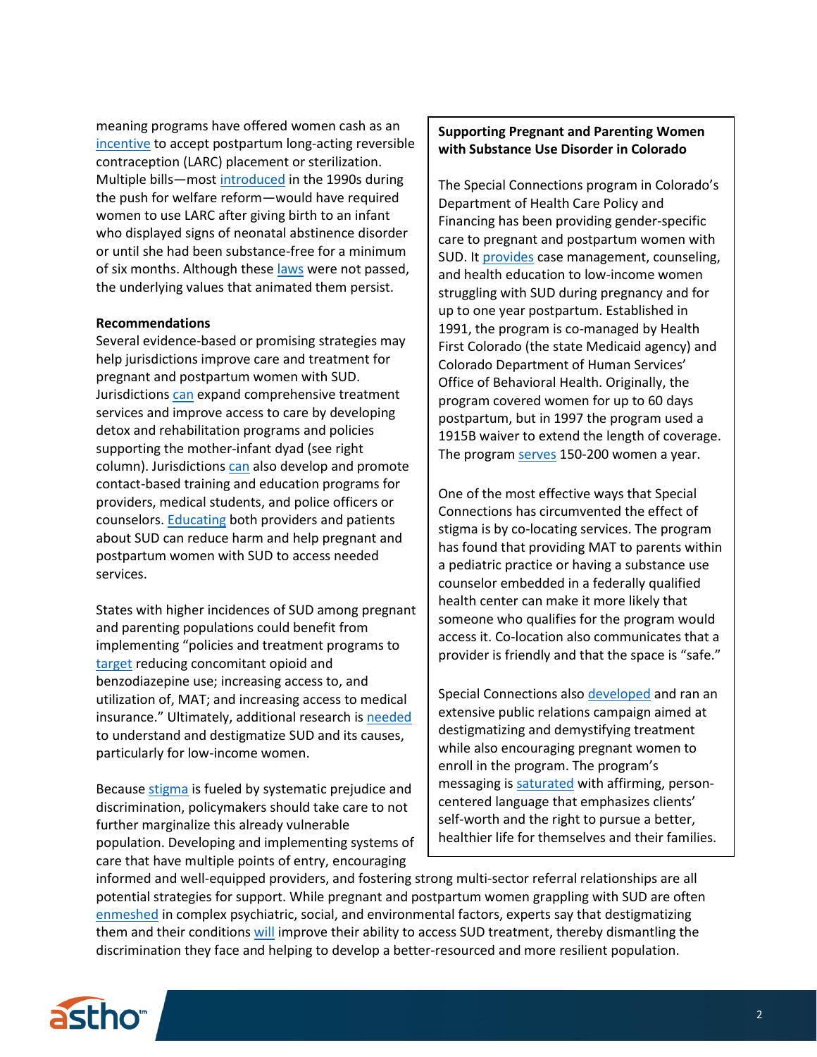meaning programs have offered women cash as an incentive to accept postpartum long-acting reversible contraception (LARC) placement or sterilization. Multiple bills—most introduced in the 1990s during the push for welfare reform—would have required women to use LARC after giving birth to an infant who displayed signs of neonatal abstinence disorder or until she had been substance-free for a minimum of six months. Although these laws were not passed, the underlying values that animated them persist.

**Recommendations**

Several evidence-based or promising strategies may help jurisdictions improve care and treatment for pregnant and postpartum women with SUD. Jurisdictions can expand comprehensive treatment services and improve access to care by developing detox and rehabilitation programs and policies supporting the mother-infant dyad (see right column). Jurisdictions can also develop and promote contact-based training and education programs for providers, medical students, and police officers or counselors. Educating both providers and patients about SUD can reduce harm and help pregnant and postpartum women with SUD to access needed services.

States with higher incidences of SUD among pregnant and parenting populations could benefit from implementing "policies and treatment programs to target reducing concomitant opioid and benzodiazepine use; increasing access to, and utilization of, MAT; and increasing access to medical insurance." Ultimately, additional research is needed to understand and destigmatize SUD and its causes, particularly for low-income women.

Because stigma is fueled by systematic prejudice and discrimination, policymakers should take care to not further marginalize this already vulnerable population. Developing and implementing systems of care that have multiple points of entry, encouraging informed and well-equipped providers, and fostering strong multi-sector referral relationships are all potential strategies for support. While pregnant and postpartum women grappling with SUD are often enmeshed in complex psychiatric, social, and environmental factors, experts say that destigmatizing them and their conditions will improve their ability to access SUD treatment, thereby dismantling the discrimination they face and helping to develop a better-resourced and more resilient population.

**Supporting Pregnant and Parenting Women with Substance Use Disorder in Colorado**

The Special Connections program in Colorado's Department of Health Care Policy and Financing has been providing gender-specific care to pregnant and postpartum women with SUD. It provides case management, counseling, and health education to low-income women struggling with SUD during pregnancy and for up to one year postpartum. Established in 1991, the program is co-managed by Health First Colorado (the state Medicaid agency) and Colorado Department of Human Services' Office of Behavioral Health. Originally, the program covered women for up to 60 days postpartum, but in 1997 the program used a 1915B waiver to extend the length of coverage. The program serves 150-200 women a year.

One of the most effective ways that Special Connections has circumvented the effect of stigma is by co-locating services. The program has found that providing MAT to parents within a pediatric practice or having a substance use counselor embedded in a federally qualified health center can make it more likely that someone who qualifies for the program would access it. Co-location also communicates that a provider is friendly and that the space is "safe."

Special Connections also developed and ran an extensive public relations campaign aimed at destigmatizing and demystifying treatment while also encouraging pregnant women to enroll in the program. The program's messaging is saturated with affirming, person-centered language that emphasizes clients' self-worth and the right to pursue a better, healthier life for themselves and their families.